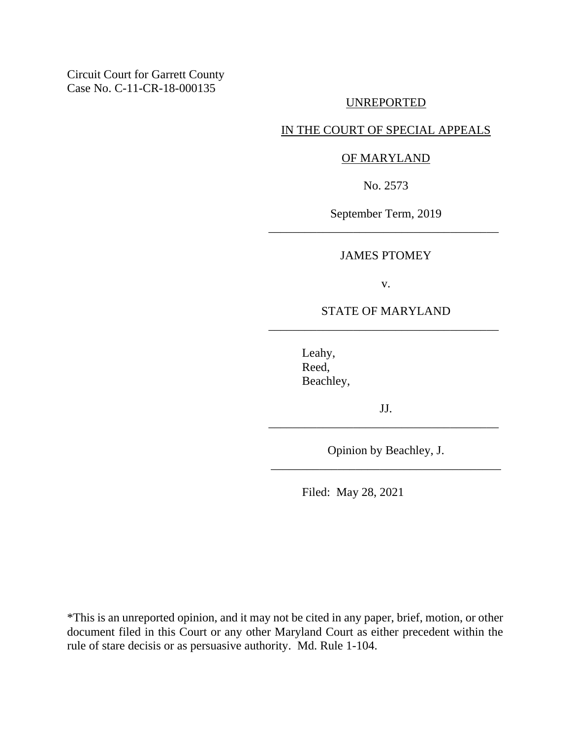Circuit Court for Garrett County
Case No. C-11-CR-18-000135

UNREPORTED

IN THE COURT OF SPECIAL APPEALS

OF MARYLAND

No. 2573

September Term, 2019

---

JAMES PTOMEY

v.

STATE OF MARYLAND

---

Leahy,
Reed,
Beachley,

JJ.

---

Opinion by Beachley, J.

---

Filed: May 28, 2021

*This is an unreported opinion, and it may not be cited in any paper, brief, motion, or other document filed in this Court or any other Maryland Court as either precedent within the rule of stare decisis or as persuasive authority. Md. Rule 1-104.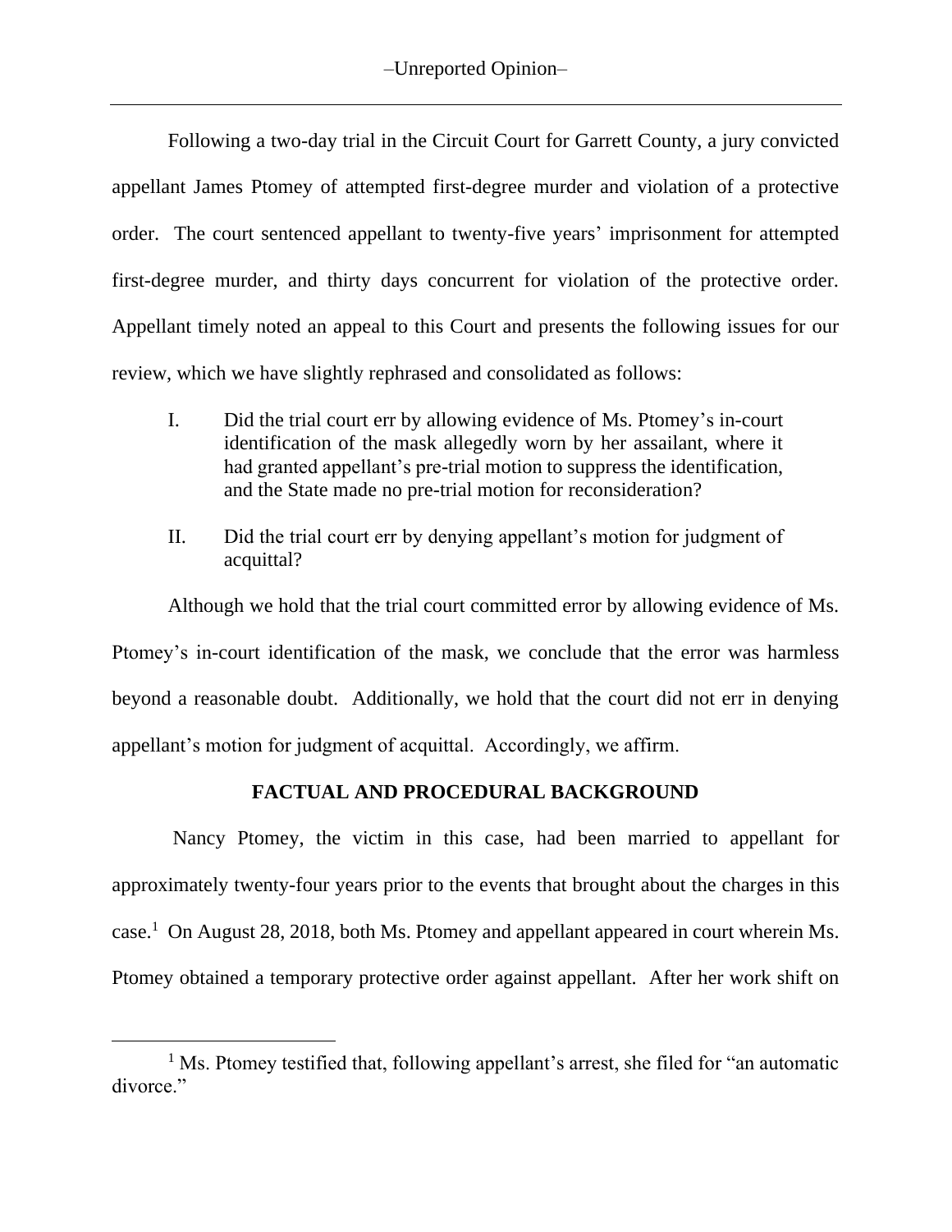Following a two-day trial in the Circuit Court for Garrett County, a jury convicted appellant James Ptomey of attempted first-degree murder and violation of a protective order. The court sentenced appellant to twenty-five years' imprisonment for attempted first-degree murder, and thirty days concurrent for violation of the protective order. Appellant timely noted an appeal to this Court and presents the following issues for our review, which we have slightly rephrased and consolidated as follows:

> I. Did the trial court err by allowing evidence of Ms. Ptomey's in-court identification of the mask allegedly worn by her assailant, where it had granted appellant's pre-trial motion to suppress the identification, and the State made no pre-trial motion for reconsideration?
>
> II. Did the trial court err by denying appellant's motion for judgment of acquittal?

Although we hold that the trial court committed error by allowing evidence of Ms. Ptomey's in-court identification of the mask, we conclude that the error was harmless beyond a reasonable doubt. Additionally, we hold that the court did not err in denying appellant's motion for judgment of acquittal. Accordingly, we affirm.

## FACTUAL AND PROCEDURAL BACKGROUND

Nancy Ptomey, the victim in this case, had been married to appellant for approximately twenty-four years prior to the events that brought about the charges in this case.[1] On August 28, 2018, both Ms. Ptomey and appellant appeared in court wherein Ms. Ptomey obtained a temporary protective order against appellant. After her work shift on

---

[1] Ms. Ptomey testified that, following appellant's arrest, she filed for "an automatic divorce."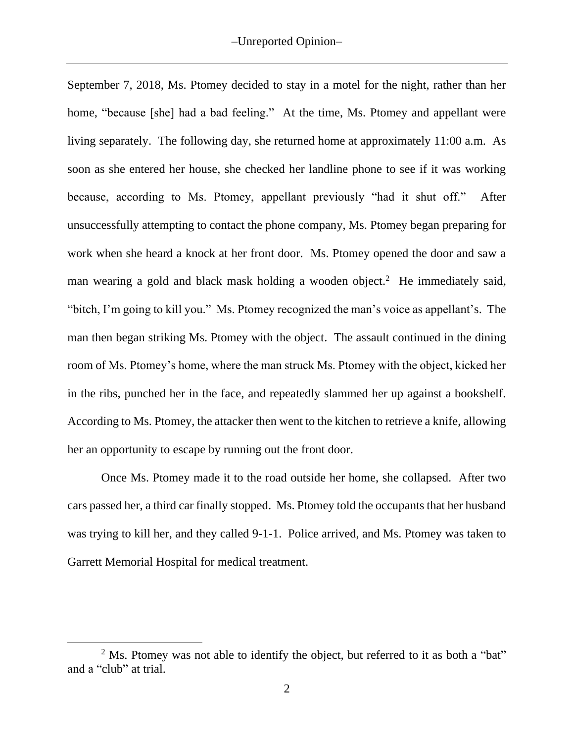September 7, 2018, Ms. Ptomey decided to stay in a motel for the night, rather than her home, "because [she] had a bad feeling." At the time, Ms. Ptomey and appellant were living separately. The following day, she returned home at approximately 11:00 a.m. As soon as she entered her house, she checked her landline phone to see if it was working because, according to Ms. Ptomey, appellant previously "had it shut off." After unsuccessfully attempting to contact the phone company, Ms. Ptomey began preparing for work when she heard a knock at her front door. Ms. Ptomey opened the door and saw a man wearing a gold and black mask holding a wooden object.[2] He immediately said, "bitch, I'm going to kill you." Ms. Ptomey recognized the man's voice as appellant's. The man then began striking Ms. Ptomey with the object. The assault continued in the dining room of Ms. Ptomey's home, where the man struck Ms. Ptomey with the object, kicked her in the ribs, punched her in the face, and repeatedly slammed her up against a bookshelf. According to Ms. Ptomey, the attacker then went to the kitchen to retrieve a knife, allowing her an opportunity to escape by running out the front door.

Once Ms. Ptomey made it to the road outside her home, she collapsed. After two cars passed her, a third car finally stopped. Ms. Ptomey told the occupants that her husband was trying to kill her, and they called 9-1-1. Police arrived, and Ms. Ptomey was taken to Garrett Memorial Hospital for medical treatment.

---

[2] Ms. Ptomey was not able to identify the object, but referred to it as both a "bat" and a "club" at trial.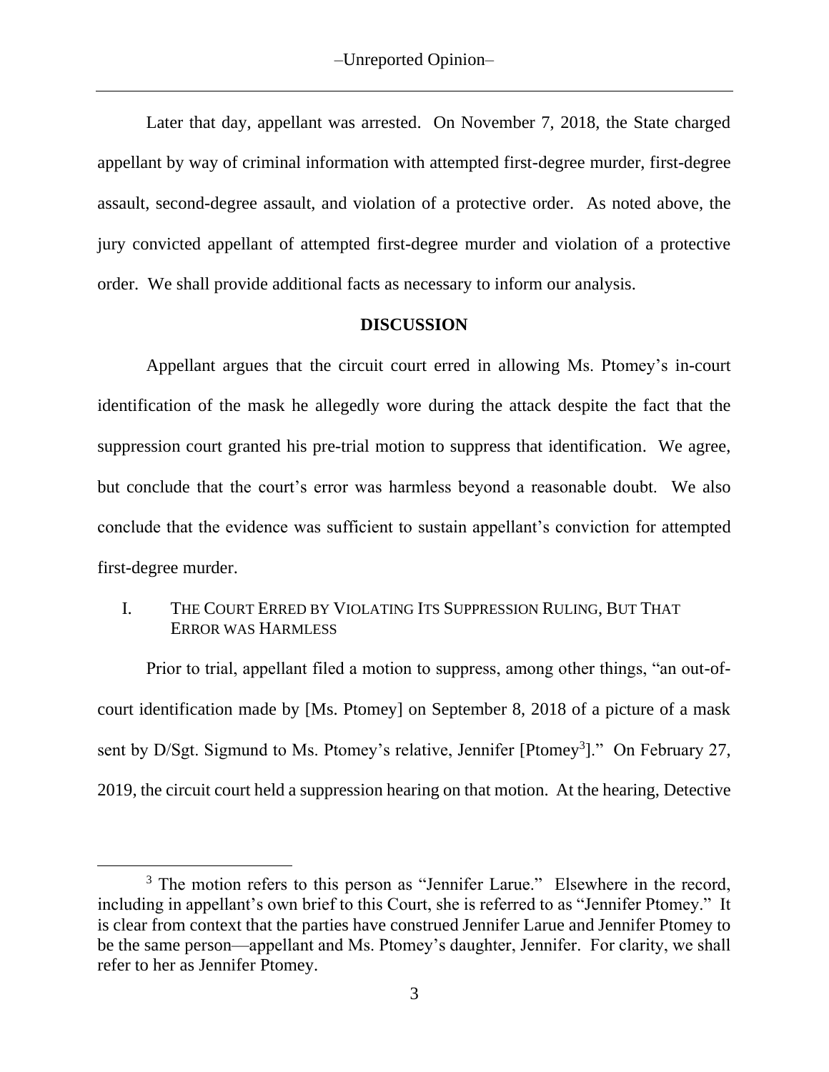Later that day, appellant was arrested. On November 7, 2018, the State charged appellant by way of criminal information with attempted first-degree murder, first-degree assault, second-degree assault, and violation of a protective order. As noted above, the jury convicted appellant of attempted first-degree murder and violation of a protective order. We shall provide additional facts as necessary to inform our analysis.

## DISCUSSION

Appellant argues that the circuit court erred in allowing Ms. Ptomey's in-court identification of the mask he allegedly wore during the attack despite the fact that the suppression court granted his pre-trial motion to suppress that identification. We agree, but conclude that the court's error was harmless beyond a reasonable doubt. We also conclude that the evidence was sufficient to sustain appellant's conviction for attempted first-degree murder.

### I. THE COURT ERRED BY VIOLATING ITS SUPPRESSION RULING, BUT THAT ERROR WAS HARMLESS

Prior to trial, appellant filed a motion to suppress, among other things, "an out-of-court identification made by [Ms. Ptomey] on September 8, 2018 of a picture of a mask sent by D/Sgt. Sigmund to Ms. Ptomey's relative, Jennifer [Ptomey[3]]." On February 27, 2019, the circuit court held a suppression hearing on that motion. At the hearing, Detective

[3] The motion refers to this person as "Jennifer Larue." Elsewhere in the record, including in appellant's own brief to this Court, she is referred to as "Jennifer Ptomey." It is clear from context that the parties have construed Jennifer Larue and Jennifer Ptomey to be the same person—appellant and Ms. Ptomey's daughter, Jennifer. For clarity, we shall refer to her as Jennifer Ptomey.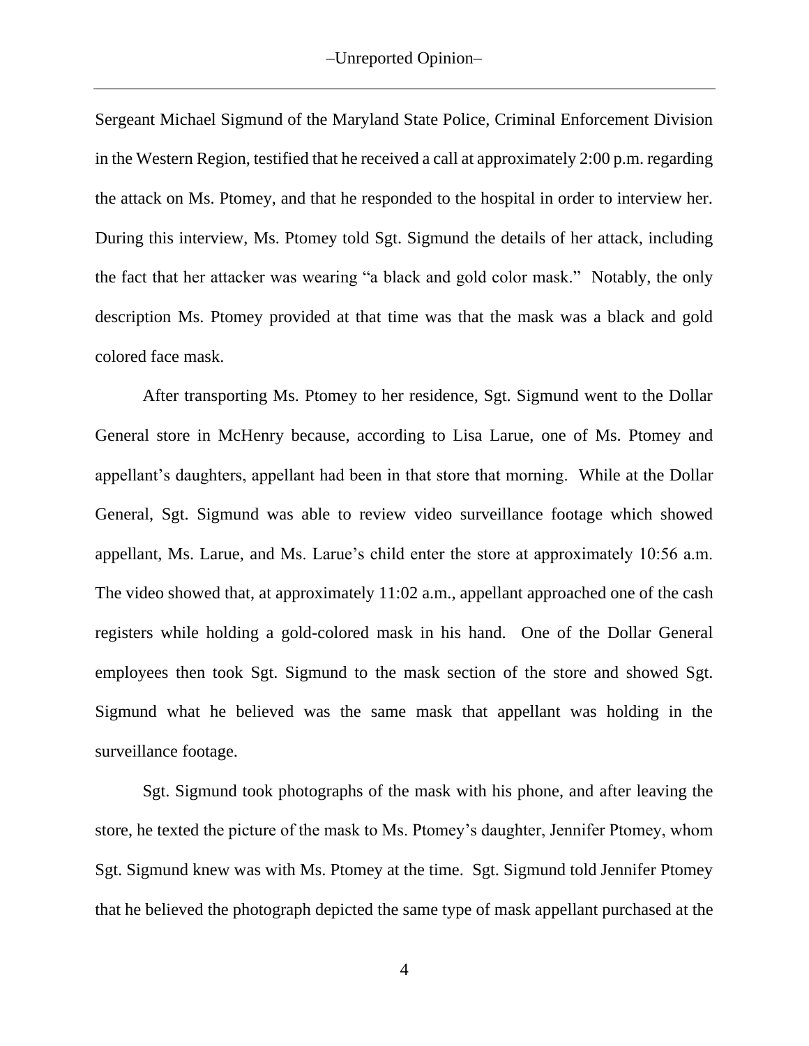Sergeant Michael Sigmund of the Maryland State Police, Criminal Enforcement Division in the Western Region, testified that he received a call at approximately 2:00 p.m. regarding the attack on Ms. Ptomey, and that he responded to the hospital in order to interview her. During this interview, Ms. Ptomey told Sgt. Sigmund the details of her attack, including the fact that her attacker was wearing "a black and gold color mask." Notably, the only description Ms. Ptomey provided at that time was that the mask was a black and gold colored face mask.

After transporting Ms. Ptomey to her residence, Sgt. Sigmund went to the Dollar General store in McHenry because, according to Lisa Larue, one of Ms. Ptomey and appellant's daughters, appellant had been in that store that morning. While at the Dollar General, Sgt. Sigmund was able to review video surveillance footage which showed appellant, Ms. Larue, and Ms. Larue's child enter the store at approximately 10:56 a.m. The video showed that, at approximately 11:02 a.m., appellant approached one of the cash registers while holding a gold-colored mask in his hand. One of the Dollar General employees then took Sgt. Sigmund to the mask section of the store and showed Sgt. Sigmund what he believed was the same mask that appellant was holding in the surveillance footage.

Sgt. Sigmund took photographs of the mask with his phone, and after leaving the store, he texted the picture of the mask to Ms. Ptomey's daughter, Jennifer Ptomey, whom Sgt. Sigmund knew was with Ms. Ptomey at the time. Sgt. Sigmund told Jennifer Ptomey that he believed the photograph depicted the same type of mask appellant purchased at the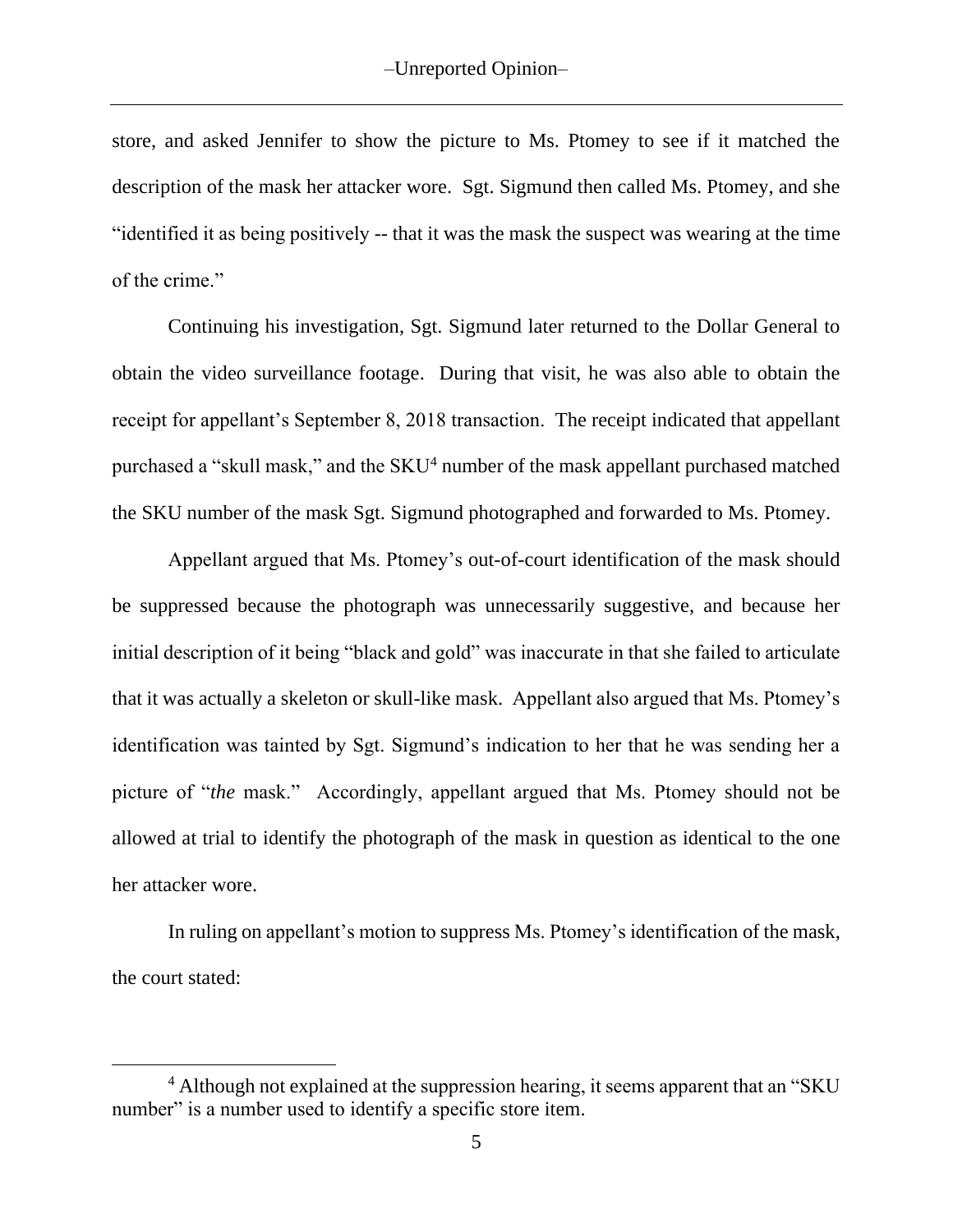store, and asked Jennifer to show the picture to Ms. Ptomey to see if it matched the description of the mask her attacker wore. Sgt. Sigmund then called Ms. Ptomey, and she "identified it as being positively -- that it was the mask the suspect was wearing at the time of the crime."

Continuing his investigation, Sgt. Sigmund later returned to the Dollar General to obtain the video surveillance footage. During that visit, he was also able to obtain the receipt for appellant's September 8, 2018 transaction. The receipt indicated that appellant purchased a "skull mask," and the SKU[4] number of the mask appellant purchased matched the SKU number of the mask Sgt. Sigmund photographed and forwarded to Ms. Ptomey.

Appellant argued that Ms. Ptomey's out-of-court identification of the mask should be suppressed because the photograph was unnecessarily suggestive, and because her initial description of it being "black and gold" was inaccurate in that she failed to articulate that it was actually a skeleton or skull-like mask. Appellant also argued that Ms. Ptomey's identification was tainted by Sgt. Sigmund's indication to her that he was sending her a picture of "*the* mask." Accordingly, appellant argued that Ms. Ptomey should not be allowed at trial to identify the photograph of the mask in question as identical to the one her attacker wore.

In ruling on appellant's motion to suppress Ms. Ptomey's identification of the mask, the court stated:

[4] Although not explained at the suppression hearing, it seems apparent that an "SKU number" is a number used to identify a specific store item.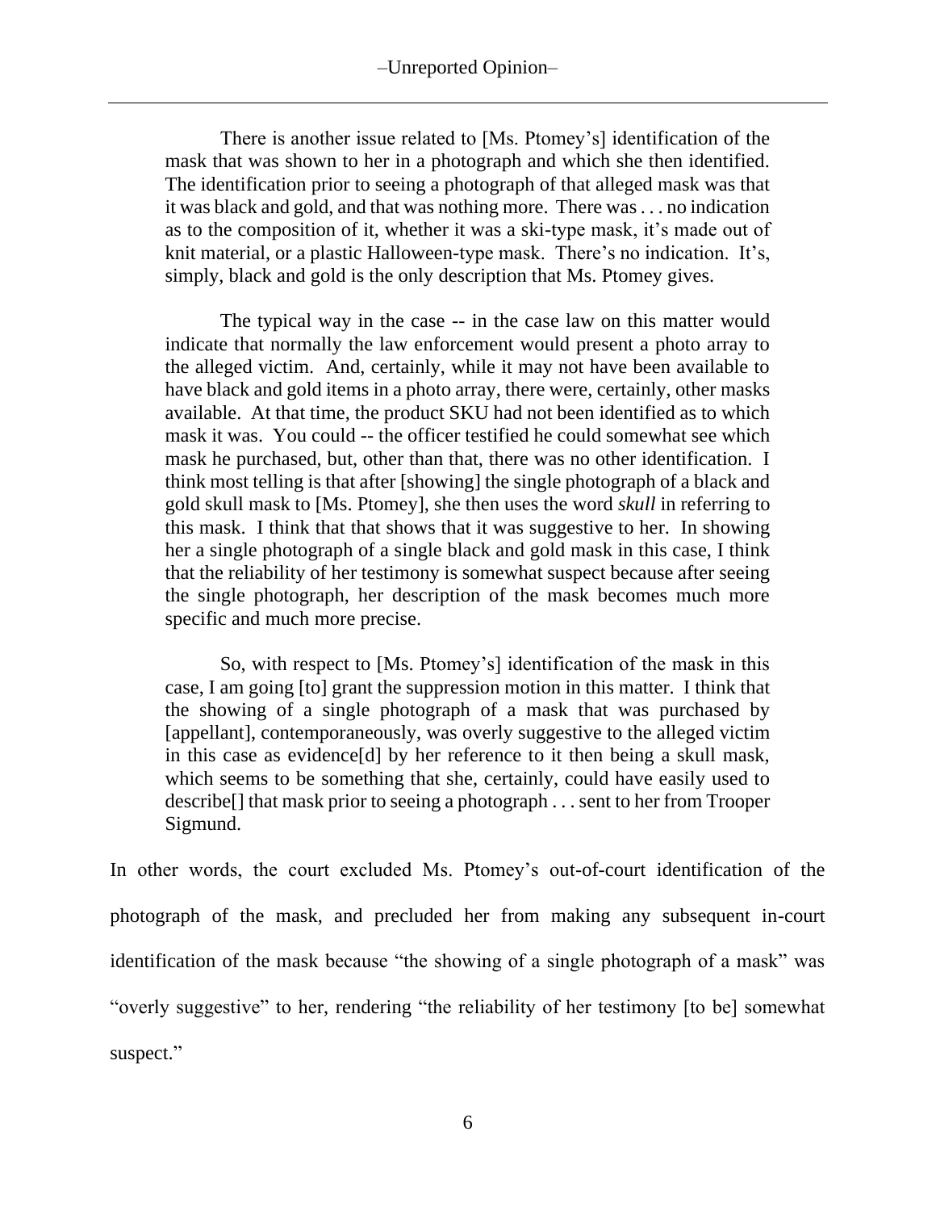> There is another issue related to [Ms. Ptomey's] identification of the mask that was shown to her in a photograph and which she then identified. The identification prior to seeing a photograph of that alleged mask was that it was black and gold, and that was nothing more. There was . . . no indication as to the composition of it, whether it was a ski-type mask, it's made out of knit material, or a plastic Halloween-type mask. There's no indication. It's, simply, black and gold is the only description that Ms. Ptomey gives.
>
> The typical way in the case -- in the case law on this matter would indicate that normally the law enforcement would present a photo array to the alleged victim. And, certainly, while it may not have been available to have black and gold items in a photo array, there were, certainly, other masks available. At that time, the product SKU had not been identified as to which mask it was. You could -- the officer testified he could somewhat see which mask he purchased, but, other than that, there was no other identification. I think most telling is that after [showing] the single photograph of a black and gold skull mask to [Ms. Ptomey], she then uses the word *skull* in referring to this mask. I think that that shows that it was suggestive to her. In showing her a single photograph of a single black and gold mask in this case, I think that the reliability of her testimony is somewhat suspect because after seeing the single photograph, her description of the mask becomes much more specific and much more precise.
>
> So, with respect to [Ms. Ptomey's] identification of the mask in this case, I am going [to] grant the suppression motion in this matter. I think that the showing of a single photograph of a mask that was purchased by [appellant], contemporaneously, was overly suggestive to the alleged victim in this case as evidence[d] by her reference to it then being a skull mask, which seems to be something that she, certainly, could have easily used to describe[] that mask prior to seeing a photograph . . . sent to her from Trooper Sigmund.

In other words, the court excluded Ms. Ptomey's out-of-court identification of the photograph of the mask, and precluded her from making any subsequent in-court identification of the mask because "the showing of a single photograph of a mask" was "overly suggestive" to her, rendering "the reliability of her testimony [to be] somewhat suspect."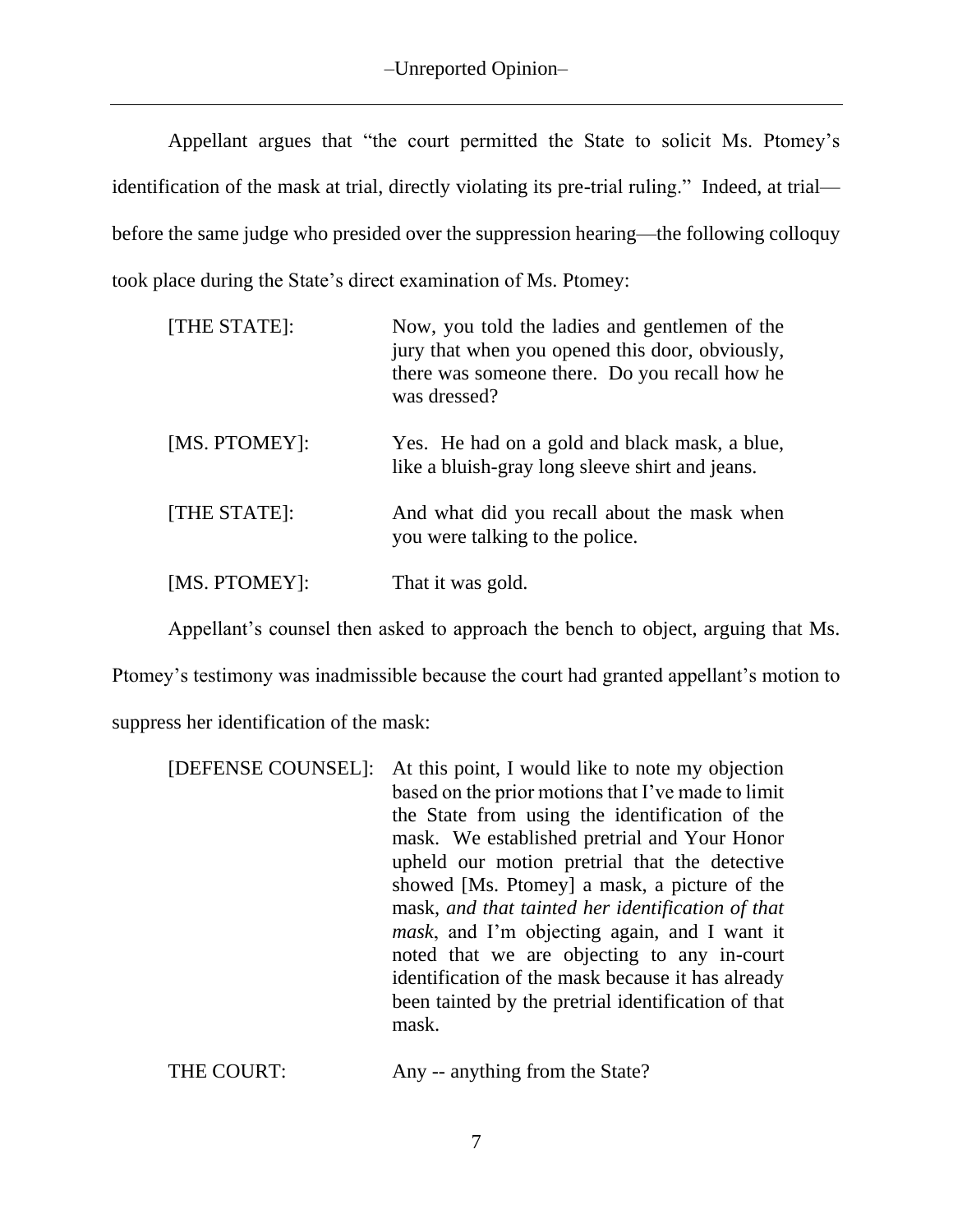Appellant argues that "the court permitted the State to solicit Ms. Ptomey's identification of the mask at trial, directly violating its pre-trial ruling." Indeed, at trial—before the same judge who presided over the suppression hearing—the following colloquy took place during the State's direct examination of Ms. Ptomey:

> [THE STATE]: Now, you told the ladies and gentlemen of the jury that when you opened this door, obviously, there was someone there. Do you recall how he was dressed?
>
> [MS. PTOMEY]: Yes. He had on a gold and black mask, a blue, like a bluish-gray long sleeve shirt and jeans.
>
> [THE STATE]: And what did you recall about the mask when you were talking to the police.
>
> [MS. PTOMEY]: That it was gold.

Appellant's counsel then asked to approach the bench to object, arguing that Ms. Ptomey's testimony was inadmissible because the court had granted appellant's motion to suppress her identification of the mask:

> [DEFENSE COUNSEL]: At this point, I would like to note my objection based on the prior motions that I've made to limit the State from using the identification of the mask. We established pretrial and Your Honor upheld our motion pretrial that the detective showed [Ms. Ptomey] a mask, a picture of the mask, *and that tainted her identification of that mask*, and I'm objecting again, and I want it noted that we are objecting to any in-court identification of the mask because it has already been tainted by the pretrial identification of that mask.
>
> THE COURT: Any -- anything from the State?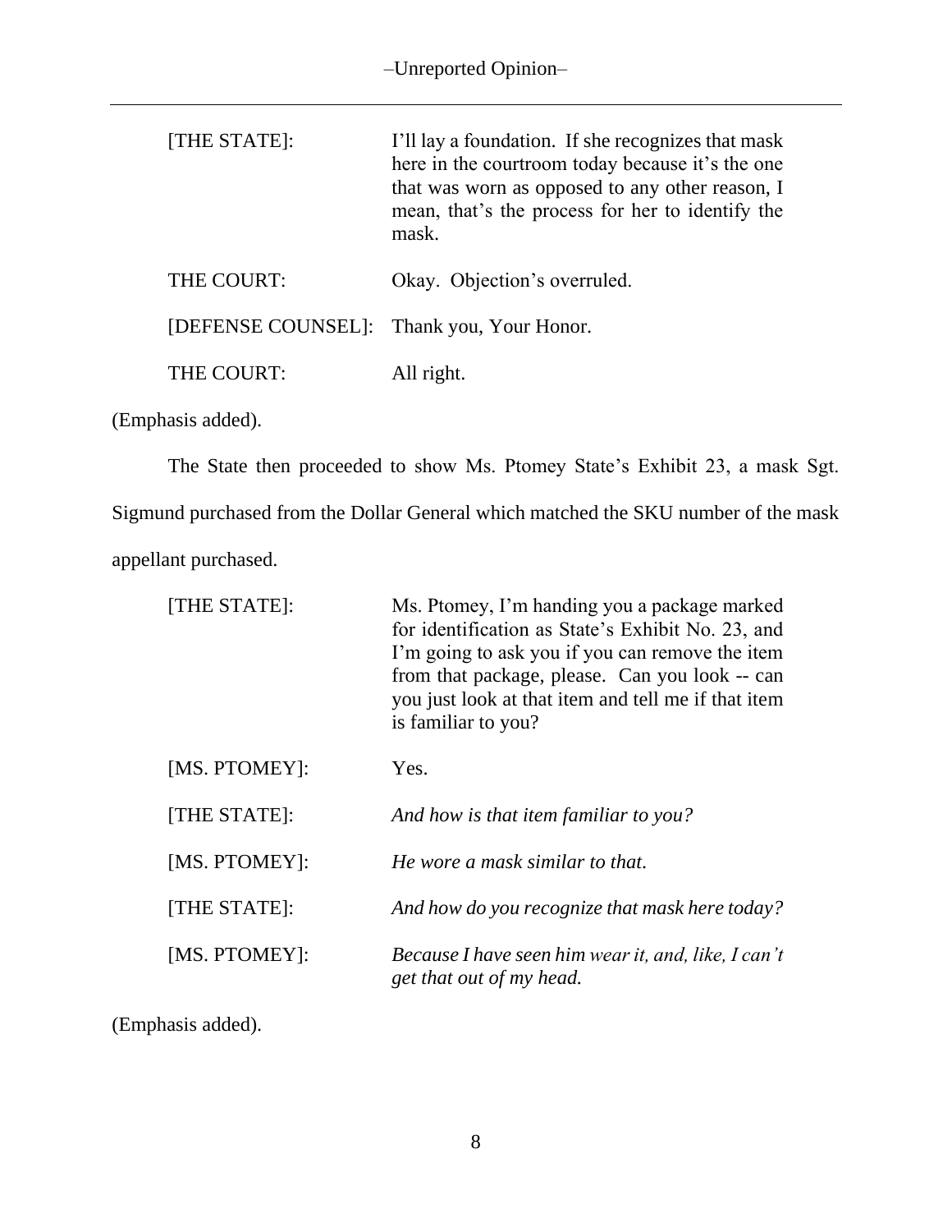| | |
|---|---|
| [THE STATE]: | I'll lay a foundation. If she recognizes that mask here in the courtroom today because it's the one that was worn as opposed to any other reason, I mean, that's the process for her to identify the mask. |
| THE COURT: | Okay. Objection's overruled. |
| [DEFENSE COUNSEL]: | Thank you, Your Honor. |
| THE COURT: | All right. |

(Emphasis added).

The State then proceeded to show Ms. Ptomey State's Exhibit 23, a mask Sgt. Sigmund purchased from the Dollar General which matched the SKU number of the mask appellant purchased.

| | |
|---|---|
| [THE STATE]: | Ms. Ptomey, I'm handing you a package marked for identification as State's Exhibit No. 23, and I'm going to ask you if you can remove the item from that package, please. Can you look -- can you just look at that item and tell me if that item is familiar to you? |
| [MS. PTOMEY]: | Yes. |
| [THE STATE]: | *And how is that item familiar to you?* |
| [MS. PTOMEY]: | *He wore a mask similar to that.* |
| [THE STATE]: | *And how do you recognize that mask here today?* |
| [MS. PTOMEY]: | *Because I have seen him wear it, and, like, I can't get that out of my head.* |

(Emphasis added).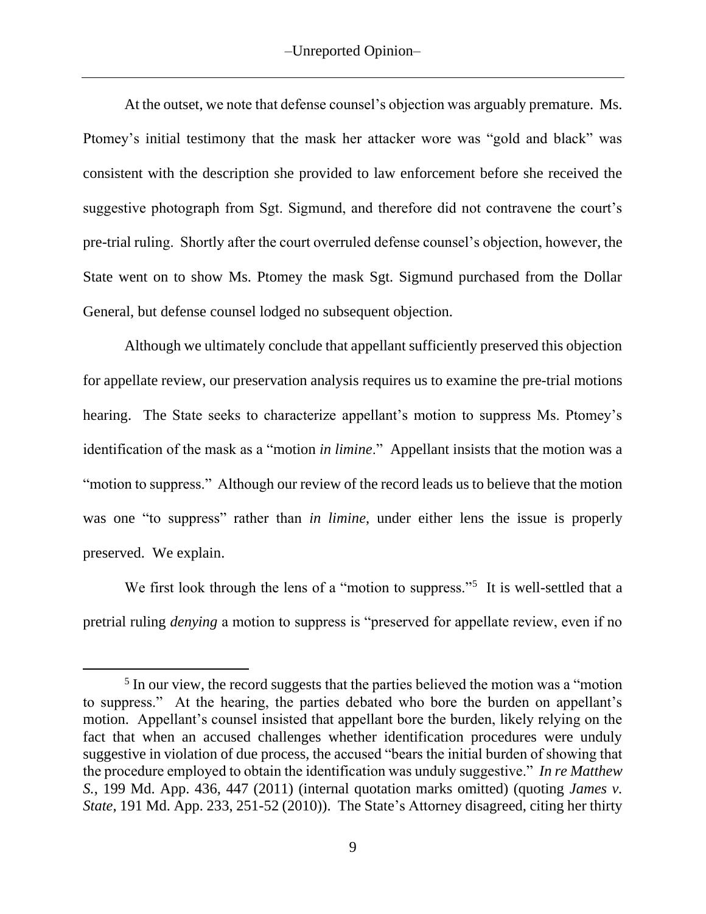At the outset, we note that defense counsel's objection was arguably premature. Ms. Ptomey's initial testimony that the mask her attacker wore was "gold and black" was consistent with the description she provided to law enforcement before she received the suggestive photograph from Sgt. Sigmund, and therefore did not contravene the court's pre-trial ruling. Shortly after the court overruled defense counsel's objection, however, the State went on to show Ms. Ptomey the mask Sgt. Sigmund purchased from the Dollar General, but defense counsel lodged no subsequent objection.

Although we ultimately conclude that appellant sufficiently preserved this objection for appellate review, our preservation analysis requires us to examine the pre-trial motions hearing. The State seeks to characterize appellant's motion to suppress Ms. Ptomey's identification of the mask as a "motion *in limine*." Appellant insists that the motion was a "motion to suppress." Although our review of the record leads us to believe that the motion was one "to suppress" rather than *in limine*, under either lens the issue is properly preserved. We explain.

We first look through the lens of a "motion to suppress."[5] It is well-settled that a pretrial ruling *denying* a motion to suppress is "preserved for appellate review, even if no

[5] In our view, the record suggests that the parties believed the motion was a "motion to suppress." At the hearing, the parties debated who bore the burden on appellant's motion. Appellant's counsel insisted that appellant bore the burden, likely relying on the fact that when an accused challenges whether identification procedures were unduly suggestive in violation of due process, the accused "bears the initial burden of showing that the procedure employed to obtain the identification was unduly suggestive." *In re Matthew S.*, 199 Md. App. 436, 447 (2011) (internal quotation marks omitted) (quoting *James v. State*, 191 Md. App. 233, 251-52 (2010)). The State's Attorney disagreed, citing her thirty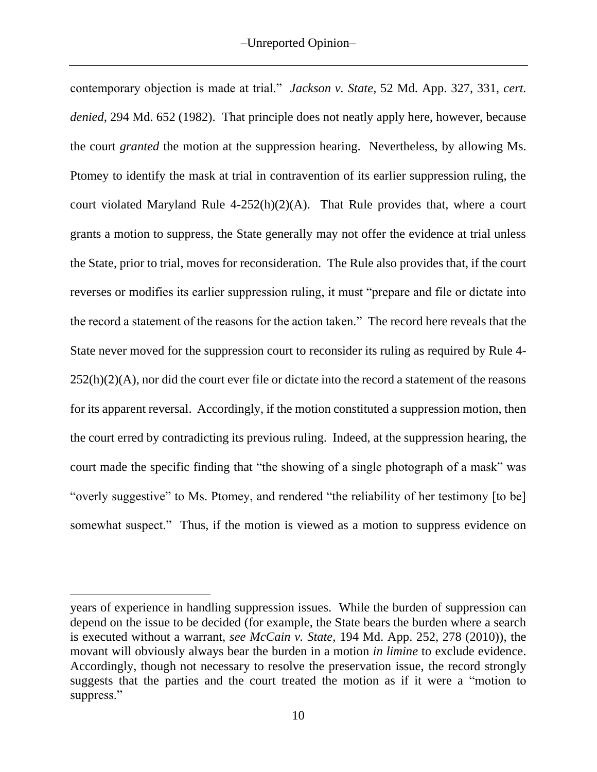contemporary objection is made at trial." *Jackson v. State*, 52 Md. App. 327, 331, *cert. denied*, 294 Md. 652 (1982). That principle does not neatly apply here, however, because the court *granted* the motion at the suppression hearing. Nevertheless, by allowing Ms. Ptomey to identify the mask at trial in contravention of its earlier suppression ruling, the court violated Maryland Rule 4-252(h)(2)(A). That Rule provides that, where a court grants a motion to suppress, the State generally may not offer the evidence at trial unless the State, prior to trial, moves for reconsideration. The Rule also provides that, if the court reverses or modifies its earlier suppression ruling, it must "prepare and file or dictate into the record a statement of the reasons for the action taken." The record here reveals that the State never moved for the suppression court to reconsider its ruling as required by Rule 4-252(h)(2)(A), nor did the court ever file or dictate into the record a statement of the reasons for its apparent reversal. Accordingly, if the motion constituted a suppression motion, then the court erred by contradicting its previous ruling. Indeed, at the suppression hearing, the court made the specific finding that "the showing of a single photograph of a mask" was "overly suggestive" to Ms. Ptomey, and rendered "the reliability of her testimony [to be] somewhat suspect." Thus, if the motion is viewed as a motion to suppress evidence on

---

years of experience in handling suppression issues. While the burden of suppression can depend on the issue to be decided (for example, the State bears the burden where a search is executed without a warrant, *see McCain v. State*, 194 Md. App. 252, 278 (2010)), the movant will obviously always bear the burden in a motion *in limine* to exclude evidence. Accordingly, though not necessary to resolve the preservation issue, the record strongly suggests that the parties and the court treated the motion as if it were a "motion to suppress."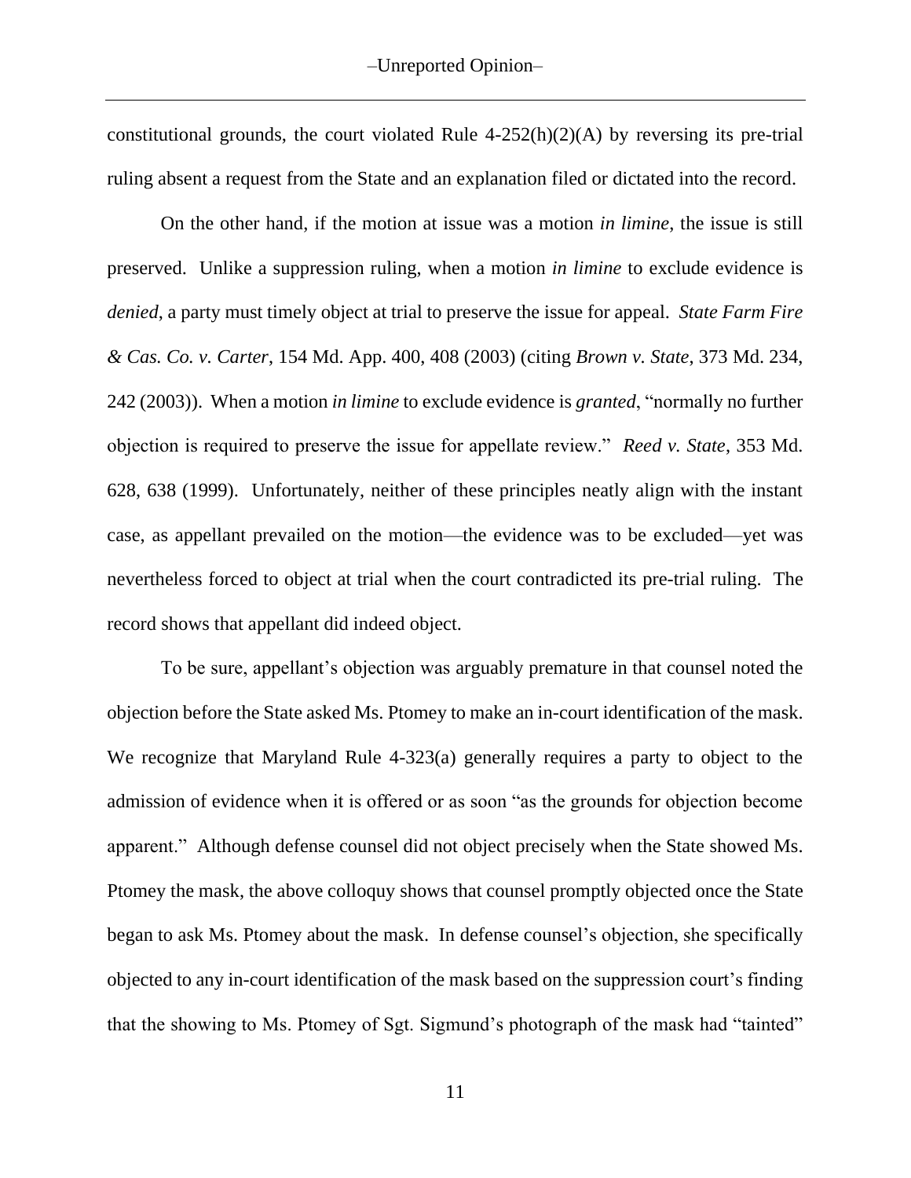constitutional grounds, the court violated Rule 4-252(h)(2)(A) by reversing its pre-trial ruling absent a request from the State and an explanation filed or dictated into the record.

On the other hand, if the motion at issue was a motion *in limine*, the issue is still preserved. Unlike a suppression ruling, when a motion *in limine* to exclude evidence is *denied*, a party must timely object at trial to preserve the issue for appeal. *State Farm Fire & Cas. Co. v. Carter*, 154 Md. App. 400, 408 (2003) (citing *Brown v. State*, 373 Md. 234, 242 (2003)). When a motion *in limine* to exclude evidence is *granted*, "normally no further objection is required to preserve the issue for appellate review." *Reed v. State*, 353 Md. 628, 638 (1999). Unfortunately, neither of these principles neatly align with the instant case, as appellant prevailed on the motion—the evidence was to be excluded—yet was nevertheless forced to object at trial when the court contradicted its pre-trial ruling. The record shows that appellant did indeed object.

To be sure, appellant's objection was arguably premature in that counsel noted the objection before the State asked Ms. Ptomey to make an in-court identification of the mask. We recognize that Maryland Rule 4-323(a) generally requires a party to object to the admission of evidence when it is offered or as soon "as the grounds for objection become apparent." Although defense counsel did not object precisely when the State showed Ms. Ptomey the mask, the above colloquy shows that counsel promptly objected once the State began to ask Ms. Ptomey about the mask. In defense counsel's objection, she specifically objected to any in-court identification of the mask based on the suppression court's finding that the showing to Ms. Ptomey of Sgt. Sigmund's photograph of the mask had "tainted"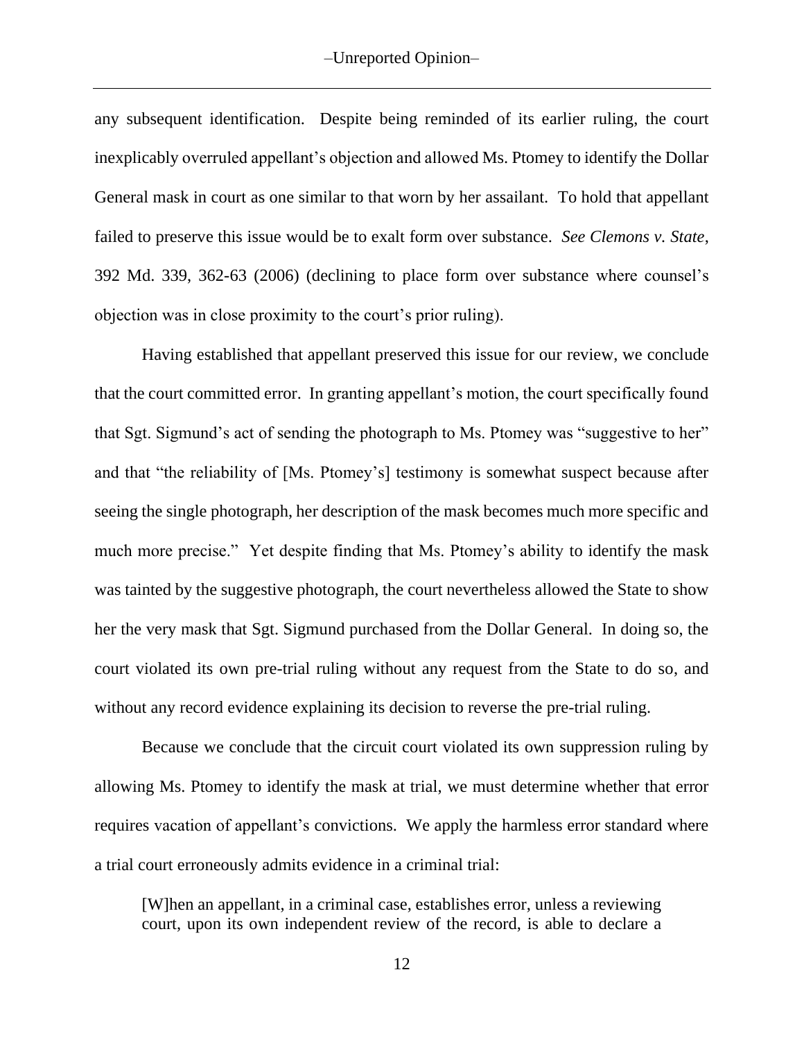any subsequent identification. Despite being reminded of its earlier ruling, the court inexplicably overruled appellant's objection and allowed Ms. Ptomey to identify the Dollar General mask in court as one similar to that worn by her assailant. To hold that appellant failed to preserve this issue would be to exalt form over substance. *See Clemons v. State*, 392 Md. 339, 362-63 (2006) (declining to place form over substance where counsel's objection was in close proximity to the court's prior ruling).

Having established that appellant preserved this issue for our review, we conclude that the court committed error. In granting appellant's motion, the court specifically found that Sgt. Sigmund's act of sending the photograph to Ms. Ptomey was "suggestive to her" and that "the reliability of [Ms. Ptomey's] testimony is somewhat suspect because after seeing the single photograph, her description of the mask becomes much more specific and much more precise." Yet despite finding that Ms. Ptomey's ability to identify the mask was tainted by the suggestive photograph, the court nevertheless allowed the State to show her the very mask that Sgt. Sigmund purchased from the Dollar General. In doing so, the court violated its own pre-trial ruling without any request from the State to do so, and without any record evidence explaining its decision to reverse the pre-trial ruling.

Because we conclude that the circuit court violated its own suppression ruling by allowing Ms. Ptomey to identify the mask at trial, we must determine whether that error requires vacation of appellant's convictions. We apply the harmless error standard where a trial court erroneously admits evidence in a criminal trial:

> [W]hen an appellant, in a criminal case, establishes error, unless a reviewing court, upon its own independent review of the record, is able to declare a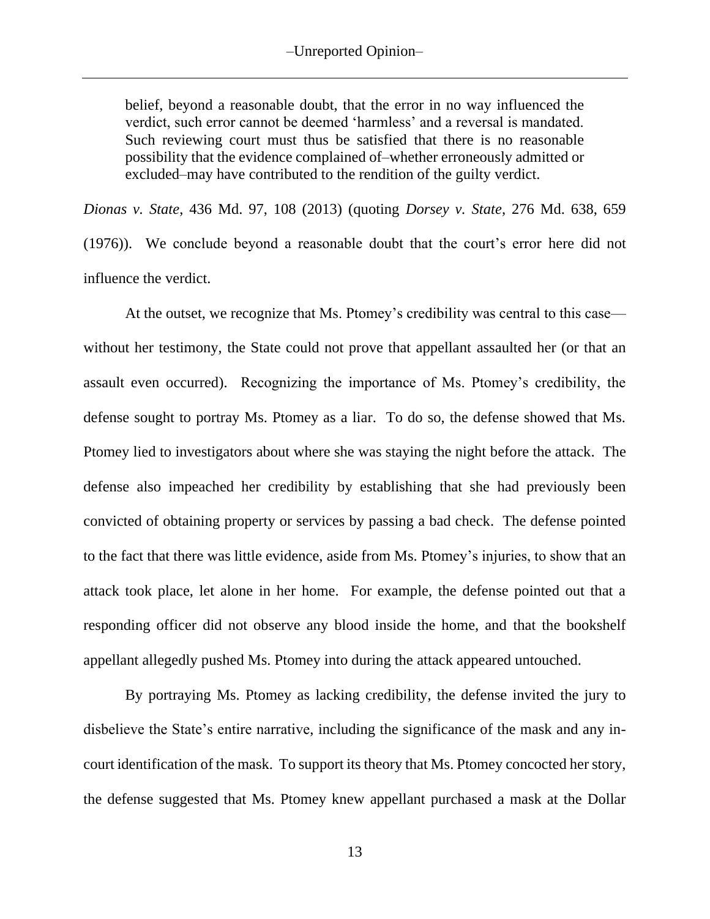> belief, beyond a reasonable doubt, that the error in no way influenced the verdict, such error cannot be deemed 'harmless' and a reversal is mandated. Such reviewing court must thus be satisfied that there is no reasonable possibility that the evidence complained of–whether erroneously admitted or excluded–may have contributed to the rendition of the guilty verdict.

*Dionas v. State*, 436 Md. 97, 108 (2013) (quoting *Dorsey v. State*, 276 Md. 638, 659 (1976)). We conclude beyond a reasonable doubt that the court's error here did not influence the verdict.

At the outset, we recognize that Ms. Ptomey's credibility was central to this case—without her testimony, the State could not prove that appellant assaulted her (or that an assault even occurred). Recognizing the importance of Ms. Ptomey's credibility, the defense sought to portray Ms. Ptomey as a liar. To do so, the defense showed that Ms. Ptomey lied to investigators about where she was staying the night before the attack. The defense also impeached her credibility by establishing that she had previously been convicted of obtaining property or services by passing a bad check. The defense pointed to the fact that there was little evidence, aside from Ms. Ptomey's injuries, to show that an attack took place, let alone in her home. For example, the defense pointed out that a responding officer did not observe any blood inside the home, and that the bookshelf appellant allegedly pushed Ms. Ptomey into during the attack appeared untouched.

By portraying Ms. Ptomey as lacking credibility, the defense invited the jury to disbelieve the State's entire narrative, including the significance of the mask and any in-court identification of the mask. To support its theory that Ms. Ptomey concocted her story, the defense suggested that Ms. Ptomey knew appellant purchased a mask at the Dollar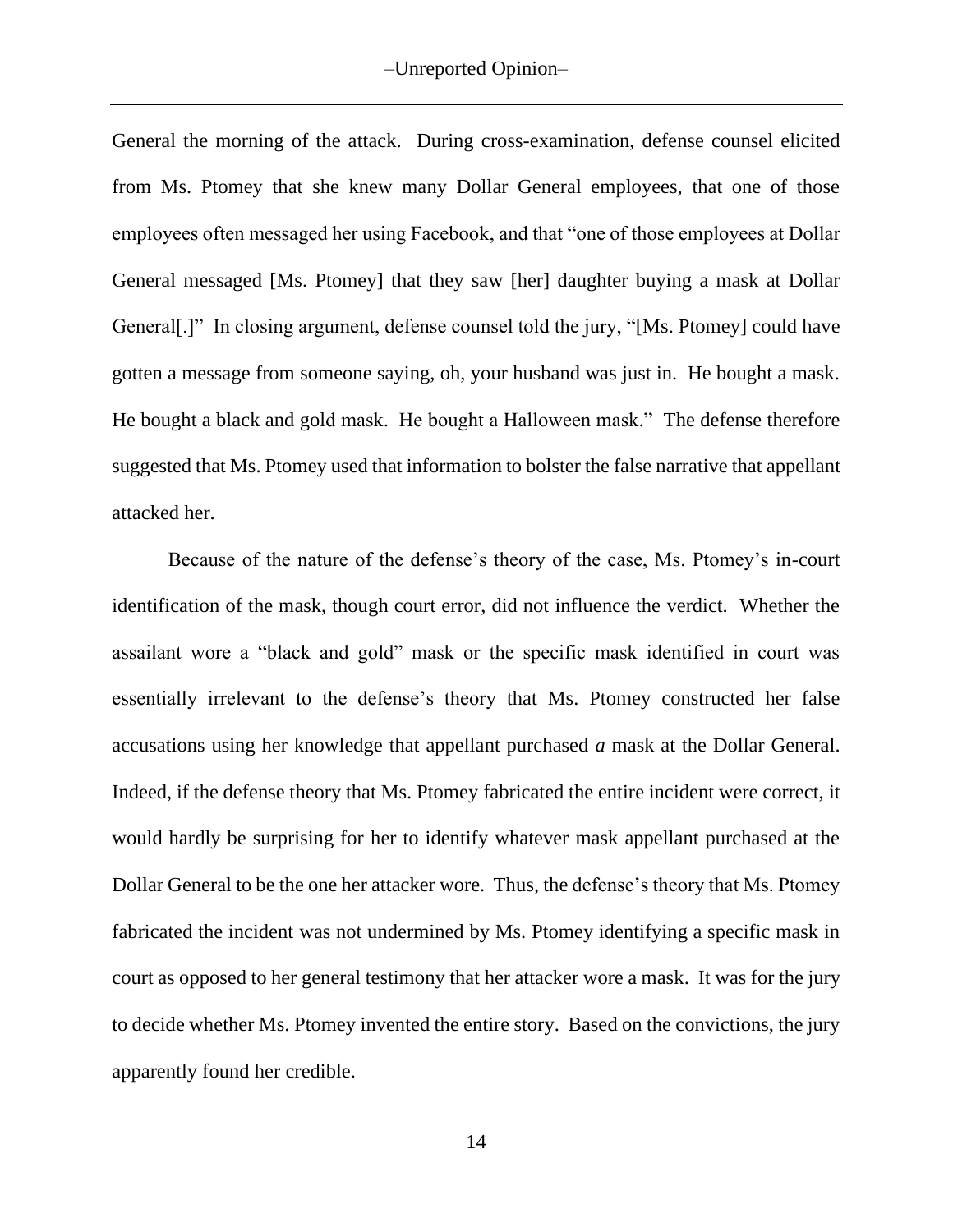General the morning of the attack. During cross-examination, defense counsel elicited from Ms. Ptomey that she knew many Dollar General employees, that one of those employees often messaged her using Facebook, and that "one of those employees at Dollar General messaged [Ms. Ptomey] that they saw [her] daughter buying a mask at Dollar General[.]" In closing argument, defense counsel told the jury, "[Ms. Ptomey] could have gotten a message from someone saying, oh, your husband was just in. He bought a mask. He bought a black and gold mask. He bought a Halloween mask." The defense therefore suggested that Ms. Ptomey used that information to bolster the false narrative that appellant attacked her.

Because of the nature of the defense's theory of the case, Ms. Ptomey's in-court identification of the mask, though court error, did not influence the verdict. Whether the assailant wore a "black and gold" mask or the specific mask identified in court was essentially irrelevant to the defense's theory that Ms. Ptomey constructed her false accusations using her knowledge that appellant purchased *a* mask at the Dollar General. Indeed, if the defense theory that Ms. Ptomey fabricated the entire incident were correct, it would hardly be surprising for her to identify whatever mask appellant purchased at the Dollar General to be the one her attacker wore. Thus, the defense's theory that Ms. Ptomey fabricated the incident was not undermined by Ms. Ptomey identifying a specific mask in court as opposed to her general testimony that her attacker wore a mask. It was for the jury to decide whether Ms. Ptomey invented the entire story. Based on the convictions, the jury apparently found her credible.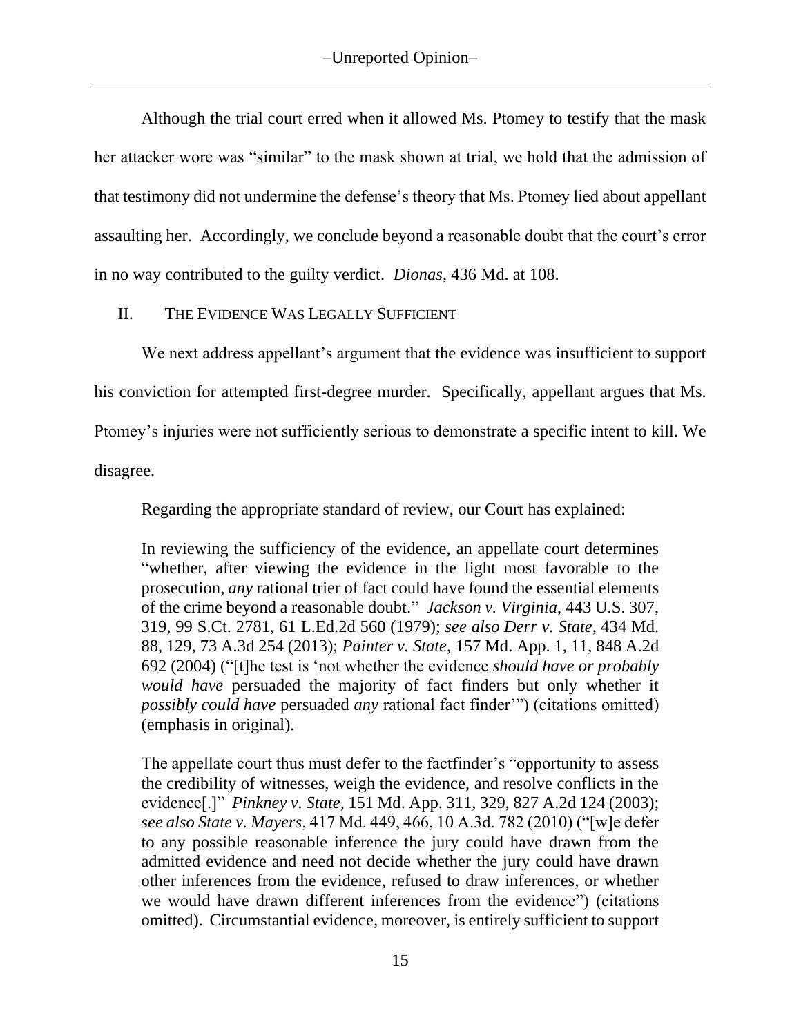Although the trial court erred when it allowed Ms. Ptomey to testify that the mask her attacker wore was "similar" to the mask shown at trial, we hold that the admission of that testimony did not undermine the defense's theory that Ms. Ptomey lied about appellant assaulting her. Accordingly, we conclude beyond a reasonable doubt that the court's error in no way contributed to the guilty verdict. *Dionas*, 436 Md. at 108.

## II. The Evidence Was Legally Sufficient

We next address appellant's argument that the evidence was insufficient to support his conviction for attempted first-degree murder. Specifically, appellant argues that Ms. Ptomey's injuries were not sufficiently serious to demonstrate a specific intent to kill. We disagree.

Regarding the appropriate standard of review, our Court has explained:

> In reviewing the sufficiency of the evidence, an appellate court determines "whether, after viewing the evidence in the light most favorable to the prosecution, *any* rational trier of fact could have found the essential elements of the crime beyond a reasonable doubt." *Jackson v. Virginia*, 443 U.S. 307, 319, 99 S.Ct. 2781, 61 L.Ed.2d 560 (1979); *see also Derr v. State*, 434 Md. 88, 129, 73 A.3d 254 (2013); *Painter v. State*, 157 Md. App. 1, 11, 848 A.2d 692 (2004) ("[t]he test is 'not whether the evidence *should have or probably would have* persuaded the majority of fact finders but only whether it *possibly could have* persuaded *any* rational fact finder'") (citations omitted) (emphasis in original).
>
> The appellate court thus must defer to the factfinder's "opportunity to assess the credibility of witnesses, weigh the evidence, and resolve conflicts in the evidence[.]" *Pinkney v. State*, 151 Md. App. 311, 329, 827 A.2d 124 (2003); *see also State v. Mayers*, 417 Md. 449, 466, 10 A.3d. 782 (2010) ("[w]e defer to any possible reasonable inference the jury could have drawn from the admitted evidence and need not decide whether the jury could have drawn other inferences from the evidence, refused to draw inferences, or whether we would have drawn different inferences from the evidence") (citations omitted). Circumstantial evidence, moreover, is entirely sufficient to support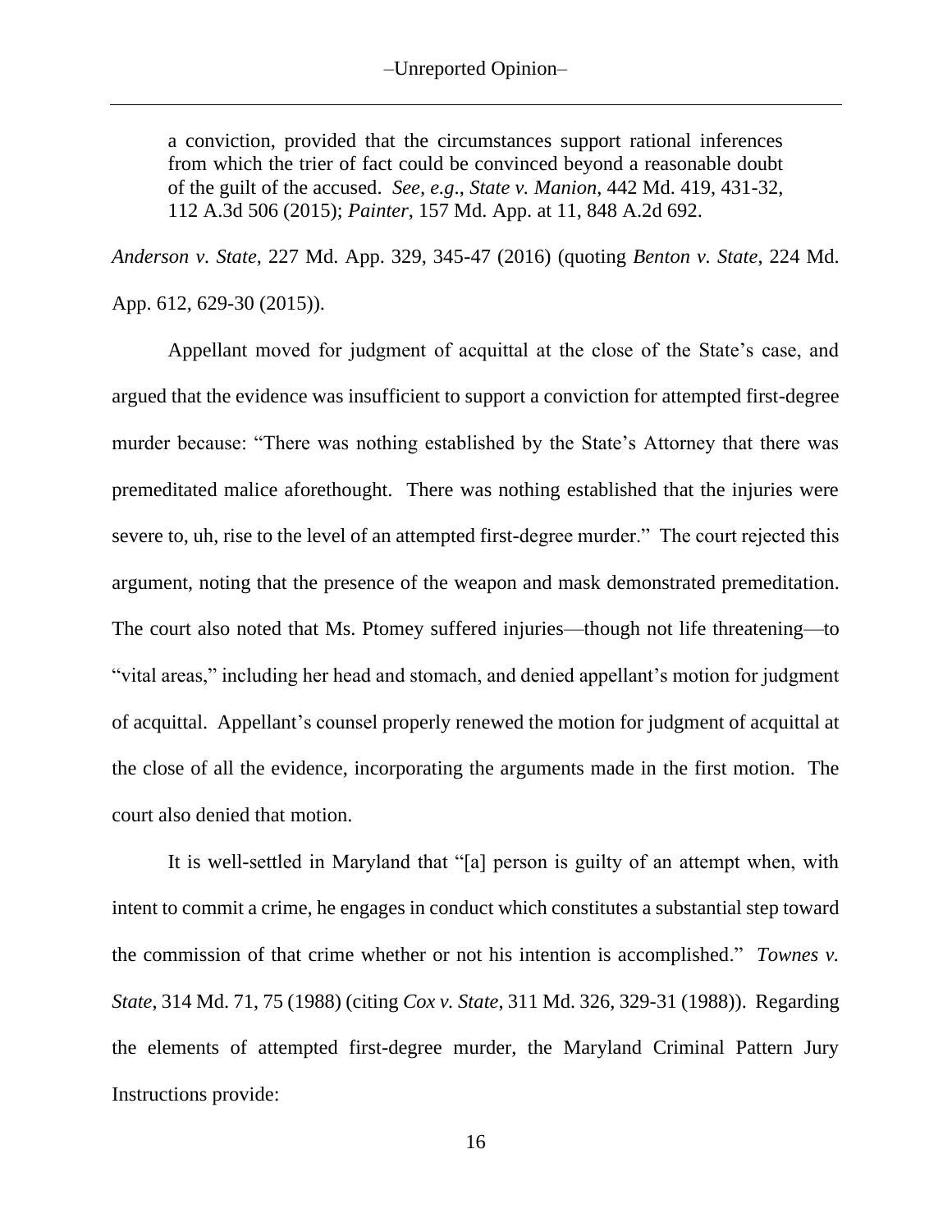> a conviction, provided that the circumstances support rational inferences from which the trier of fact could be convinced beyond a reasonable doubt of the guilt of the accused. *See, e.g.*, *State v. Manion*, 442 Md. 419, 431-32, 112 A.3d 506 (2015); *Painter*, 157 Md. App. at 11, 848 A.2d 692.

*Anderson v. State*, 227 Md. App. 329, 345-47 (2016) (quoting *Benton v. State*, 224 Md. App. 612, 629-30 (2015)).

Appellant moved for judgment of acquittal at the close of the State's case, and argued that the evidence was insufficient to support a conviction for attempted first-degree murder because: "There was nothing established by the State's Attorney that there was premeditated malice aforethought. There was nothing established that the injuries were severe to, uh, rise to the level of an attempted first-degree murder." The court rejected this argument, noting that the presence of the weapon and mask demonstrated premeditation. The court also noted that Ms. Ptomey suffered injuries—though not life threatening—to "vital areas," including her head and stomach, and denied appellant's motion for judgment of acquittal. Appellant's counsel properly renewed the motion for judgment of acquittal at the close of all the evidence, incorporating the arguments made in the first motion. The court also denied that motion.

It is well-settled in Maryland that "[a] person is guilty of an attempt when, with intent to commit a crime, he engages in conduct which constitutes a substantial step toward the commission of that crime whether or not his intention is accomplished." *Townes v. State*, 314 Md. 71, 75 (1988) (citing *Cox v. State*, 311 Md. 326, 329-31 (1988)). Regarding the elements of attempted first-degree murder, the Maryland Criminal Pattern Jury Instructions provide: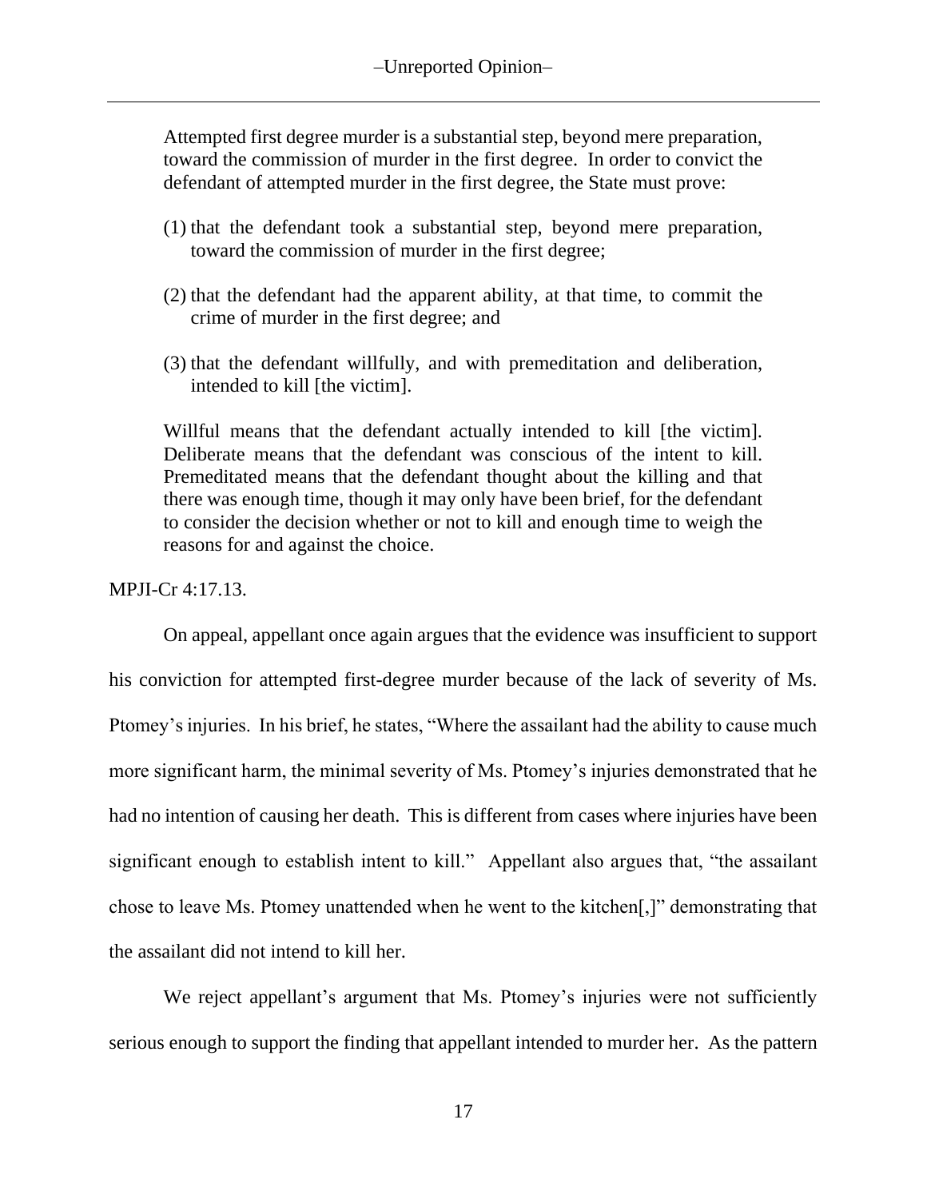> Attempted first degree murder is a substantial step, beyond mere preparation, toward the commission of murder in the first degree. In order to convict the defendant of attempted murder in the first degree, the State must prove:
>
> (1) that the defendant took a substantial step, beyond mere preparation, toward the commission of murder in the first degree;
>
> (2) that the defendant had the apparent ability, at that time, to commit the crime of murder in the first degree; and
>
> (3) that the defendant willfully, and with premeditation and deliberation, intended to kill [the victim].
>
> Willful means that the defendant actually intended to kill [the victim]. Deliberate means that the defendant was conscious of the intent to kill. Premeditated means that the defendant thought about the killing and that there was enough time, though it may only have been brief, for the defendant to consider the decision whether or not to kill and enough time to weigh the reasons for and against the choice.

MPJI-Cr 4:17.13.

On appeal, appellant once again argues that the evidence was insufficient to support his conviction for attempted first-degree murder because of the lack of severity of Ms. Ptomey's injuries. In his brief, he states, "Where the assailant had the ability to cause much more significant harm, the minimal severity of Ms. Ptomey's injuries demonstrated that he had no intention of causing her death. This is different from cases where injuries have been significant enough to establish intent to kill." Appellant also argues that, "the assailant chose to leave Ms. Ptomey unattended when he went to the kitchen[,]" demonstrating that the assailant did not intend to kill her.

We reject appellant's argument that Ms. Ptomey's injuries were not sufficiently serious enough to support the finding that appellant intended to murder her. As the pattern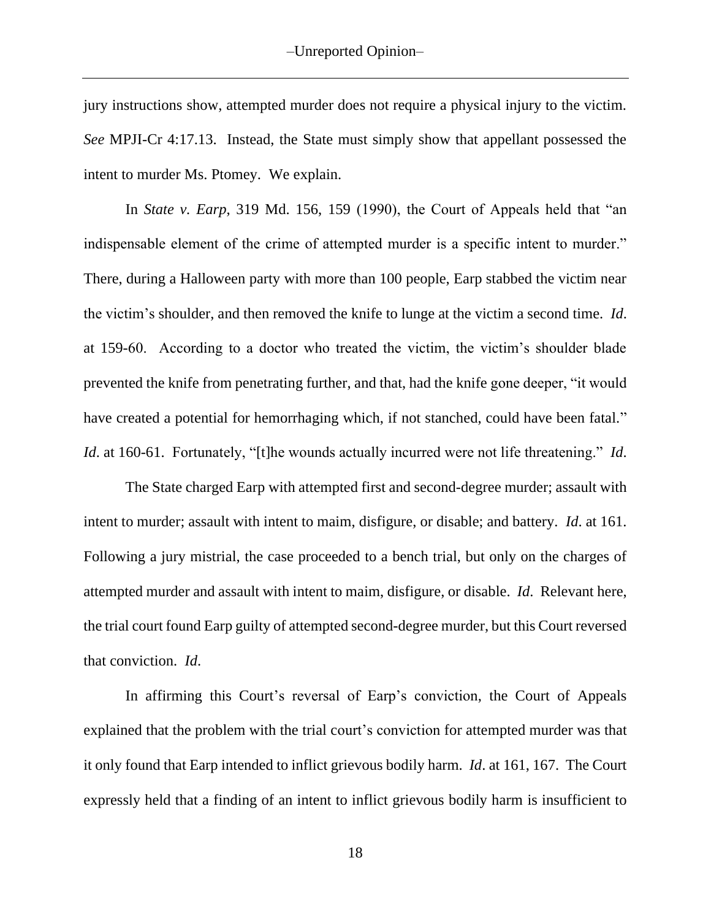jury instructions show, attempted murder does not require a physical injury to the victim. *See* MPJI-Cr 4:17.13. Instead, the State must simply show that appellant possessed the intent to murder Ms. Ptomey. We explain.

In *State v. Earp*, 319 Md. 156, 159 (1990), the Court of Appeals held that "an indispensable element of the crime of attempted murder is a specific intent to murder." There, during a Halloween party with more than 100 people, Earp stabbed the victim near the victim's shoulder, and then removed the knife to lunge at the victim a second time. *Id*. at 159-60. According to a doctor who treated the victim, the victim's shoulder blade prevented the knife from penetrating further, and that, had the knife gone deeper, "it would have created a potential for hemorrhaging which, if not stanched, could have been fatal." *Id*. at 160-61. Fortunately, "[t]he wounds actually incurred were not life threatening." *Id*.

The State charged Earp with attempted first and second-degree murder; assault with intent to murder; assault with intent to maim, disfigure, or disable; and battery. *Id*. at 161. Following a jury mistrial, the case proceeded to a bench trial, but only on the charges of attempted murder and assault with intent to maim, disfigure, or disable. *Id*. Relevant here, the trial court found Earp guilty of attempted second-degree murder, but this Court reversed that conviction. *Id*.

In affirming this Court's reversal of Earp's conviction, the Court of Appeals explained that the problem with the trial court's conviction for attempted murder was that it only found that Earp intended to inflict grievous bodily harm. *Id*. at 161, 167. The Court expressly held that a finding of an intent to inflict grievous bodily harm is insufficient to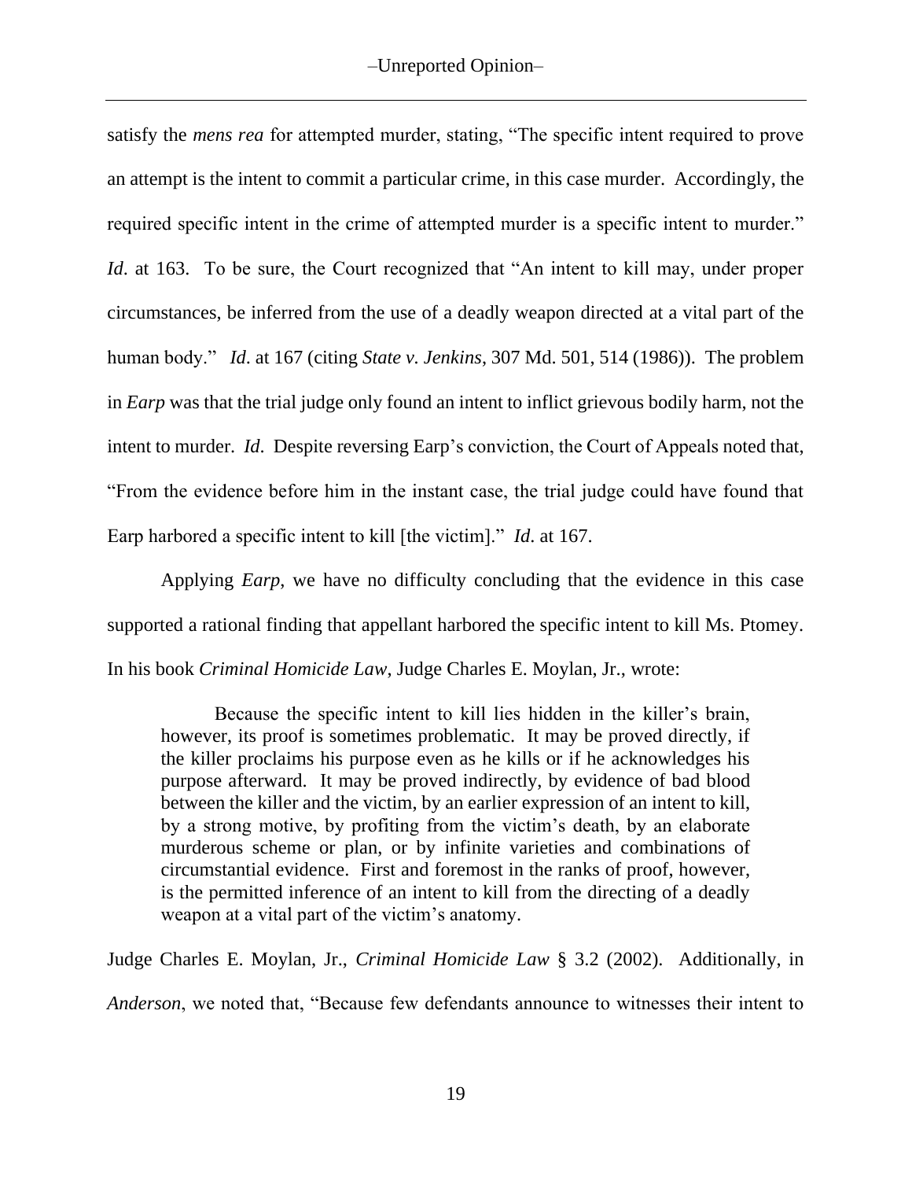satisfy the *mens rea* for attempted murder, stating, "The specific intent required to prove an attempt is the intent to commit a particular crime, in this case murder. Accordingly, the required specific intent in the crime of attempted murder is a specific intent to murder." *Id*. at 163. To be sure, the Court recognized that "An intent to kill may, under proper circumstances, be inferred from the use of a deadly weapon directed at a vital part of the human body." *Id*. at 167 (citing *State v. Jenkins*, 307 Md. 501, 514 (1986)). The problem in *Earp* was that the trial judge only found an intent to inflict grievous bodily harm, not the intent to murder. *Id*. Despite reversing Earp's conviction, the Court of Appeals noted that, "From the evidence before him in the instant case, the trial judge could have found that Earp harbored a specific intent to kill [the victim]." *Id*. at 167.

Applying *Earp*, we have no difficulty concluding that the evidence in this case supported a rational finding that appellant harbored the specific intent to kill Ms. Ptomey. In his book *Criminal Homicide Law*, Judge Charles E. Moylan, Jr., wrote:

> Because the specific intent to kill lies hidden in the killer's brain, however, its proof is sometimes problematic. It may be proved directly, if the killer proclaims his purpose even as he kills or if he acknowledges his purpose afterward. It may be proved indirectly, by evidence of bad blood between the killer and the victim, by an earlier expression of an intent to kill, by a strong motive, by profiting from the victim's death, by an elaborate murderous scheme or plan, or by infinite varieties and combinations of circumstantial evidence. First and foremost in the ranks of proof, however, is the permitted inference of an intent to kill from the directing of a deadly weapon at a vital part of the victim's anatomy.

Judge Charles E. Moylan, Jr., *Criminal Homicide Law* § 3.2 (2002). Additionally, in *Anderson*, we noted that, "Because few defendants announce to witnesses their intent to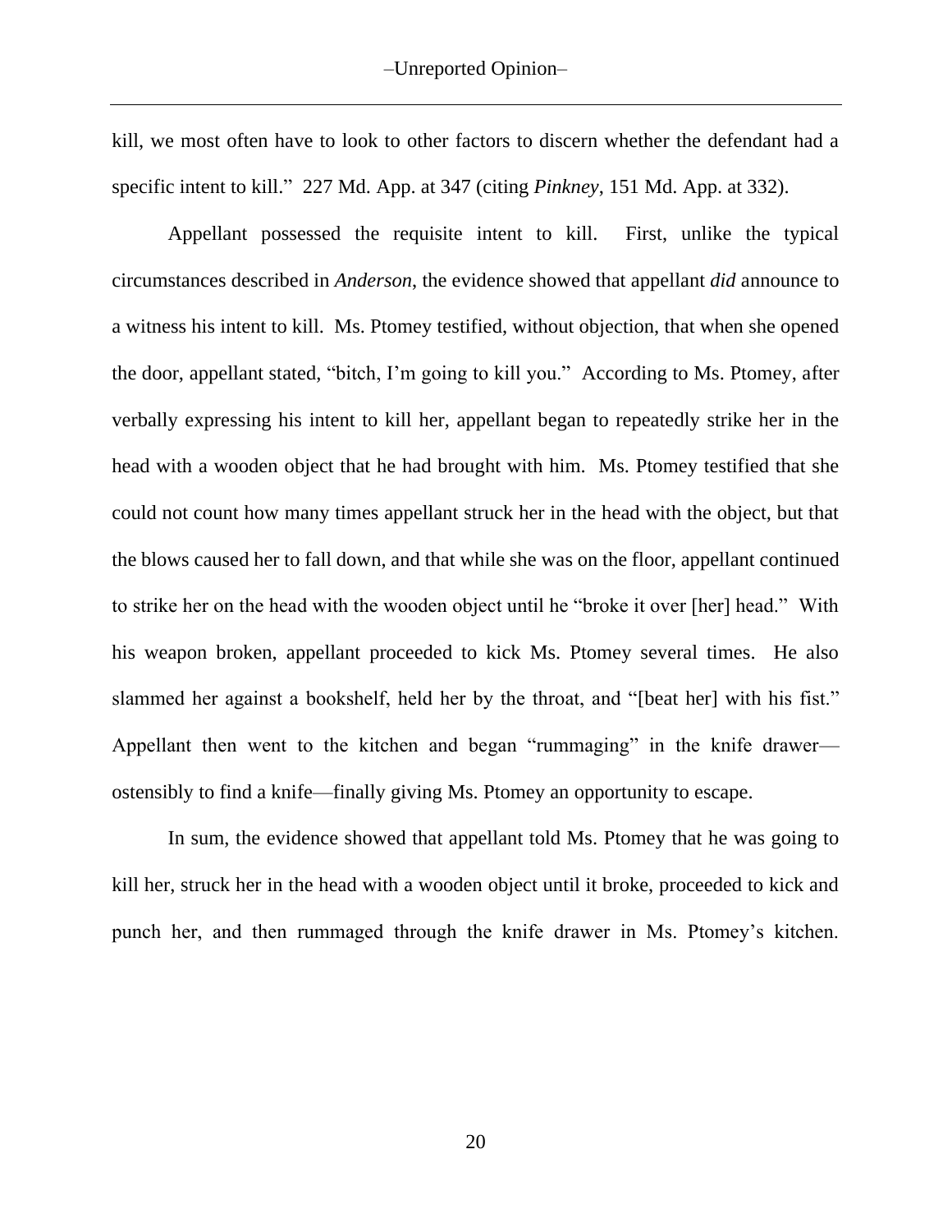kill, we most often have to look to other factors to discern whether the defendant had a specific intent to kill." 227 Md. App. at 347 (citing *Pinkney*, 151 Md. App. at 332).

Appellant possessed the requisite intent to kill. First, unlike the typical circumstances described in *Anderson*, the evidence showed that appellant *did* announce to a witness his intent to kill. Ms. Ptomey testified, without objection, that when she opened the door, appellant stated, "bitch, I'm going to kill you." According to Ms. Ptomey, after verbally expressing his intent to kill her, appellant began to repeatedly strike her in the head with a wooden object that he had brought with him. Ms. Ptomey testified that she could not count how many times appellant struck her in the head with the object, but that the blows caused her to fall down, and that while she was on the floor, appellant continued to strike her on the head with the wooden object until he "broke it over [her] head." With his weapon broken, appellant proceeded to kick Ms. Ptomey several times. He also slammed her against a bookshelf, held her by the throat, and "[beat her] with his fist." Appellant then went to the kitchen and began "rummaging" in the knife drawer—ostensibly to find a knife—finally giving Ms. Ptomey an opportunity to escape.

In sum, the evidence showed that appellant told Ms. Ptomey that he was going to kill her, struck her in the head with a wooden object until it broke, proceeded to kick and punch her, and then rummaged through the knife drawer in Ms. Ptomey's kitchen.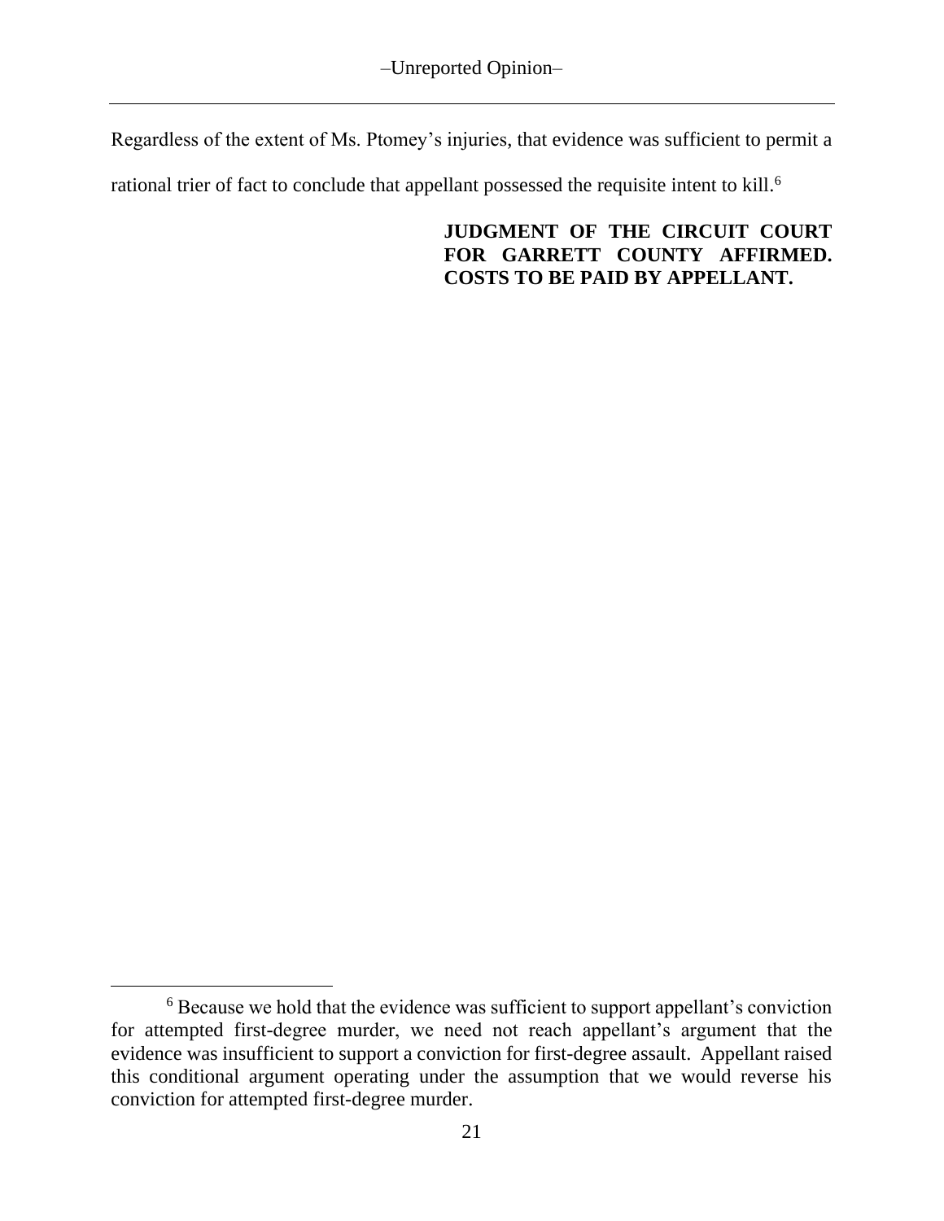Regardless of the extent of Ms. Ptomey's injuries, that evidence was sufficient to permit a rational trier of fact to conclude that appellant possessed the requisite intent to kill.[6]

**JUDGMENT OF THE CIRCUIT COURT FOR GARRETT COUNTY AFFIRMED. COSTS TO BE PAID BY APPELLANT.**

---

[6] Because we hold that the evidence was sufficient to support appellant's conviction for attempted first-degree murder, we need not reach appellant's argument that the evidence was insufficient to support a conviction for first-degree assault. Appellant raised this conditional argument operating under the assumption that we would reverse his conviction for attempted first-degree murder.